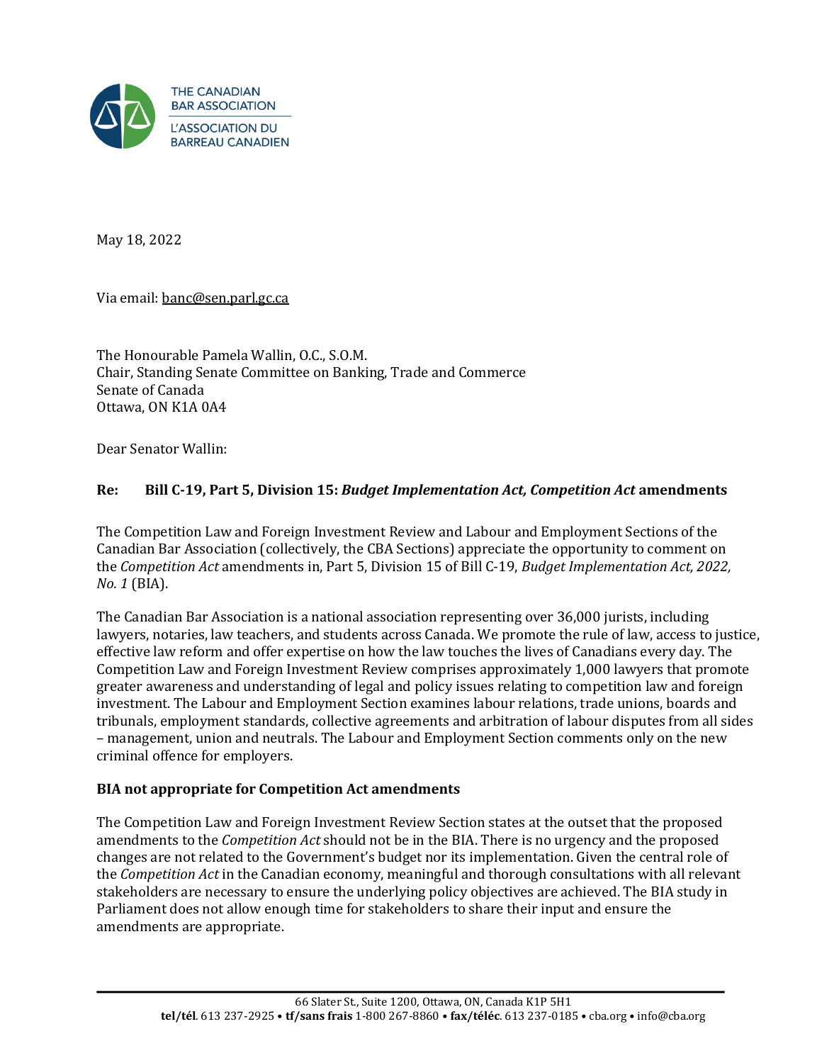THE CANADIAN BAR ASSOCIATION
L'ASSOCIATION DU BARREAU CANADIEN

May 18, 2022

Via email: banc@sen.parl.gc.ca

The Honourable Pamela Wallin, O.C., S.O.M.
Chair, Standing Senate Committee on Banking, Trade and Commerce
Senate of Canada
Ottawa, ON K1A 0A4

Dear Senator Wallin:

**Re: Bill C-19, Part 5, Division 15: *Budget Implementation Act, Competition Act* amendments**

The Competition Law and Foreign Investment Review and Labour and Employment Sections of the Canadian Bar Association (collectively, the CBA Sections) appreciate the opportunity to comment on the *Competition Act* amendments in, Part 5, Division 15 of Bill C-19, *Budget Implementation Act, 2022, No. 1* (BIA).

The Canadian Bar Association is a national association representing over 36,000 jurists, including lawyers, notaries, law teachers, and students across Canada. We promote the rule of law, access to justice, effective law reform and offer expertise on how the law touches the lives of Canadians every day. The Competition Law and Foreign Investment Review comprises approximately 1,000 lawyers that promote greater awareness and understanding of legal and policy issues relating to competition law and foreign investment. The Labour and Employment Section examines labour relations, trade unions, boards and tribunals, employment standards, collective agreements and arbitration of labour disputes from all sides – management, union and neutrals. The Labour and Employment Section comments only on the new criminal offence for employers.

## BIA not appropriate for Competition Act amendments

The Competition Law and Foreign Investment Review Section states at the outset that the proposed amendments to the *Competition Act* should not be in the BIA. There is no urgency and the proposed changes are not related to the Government's budget nor its implementation. Given the central role of the *Competition Act* in the Canadian economy, meaningful and thorough consultations with all relevant stakeholders are necessary to ensure the underlying policy objectives are achieved. The BIA study in Parliament does not allow enough time for stakeholders to share their input and ensure the amendments are appropriate.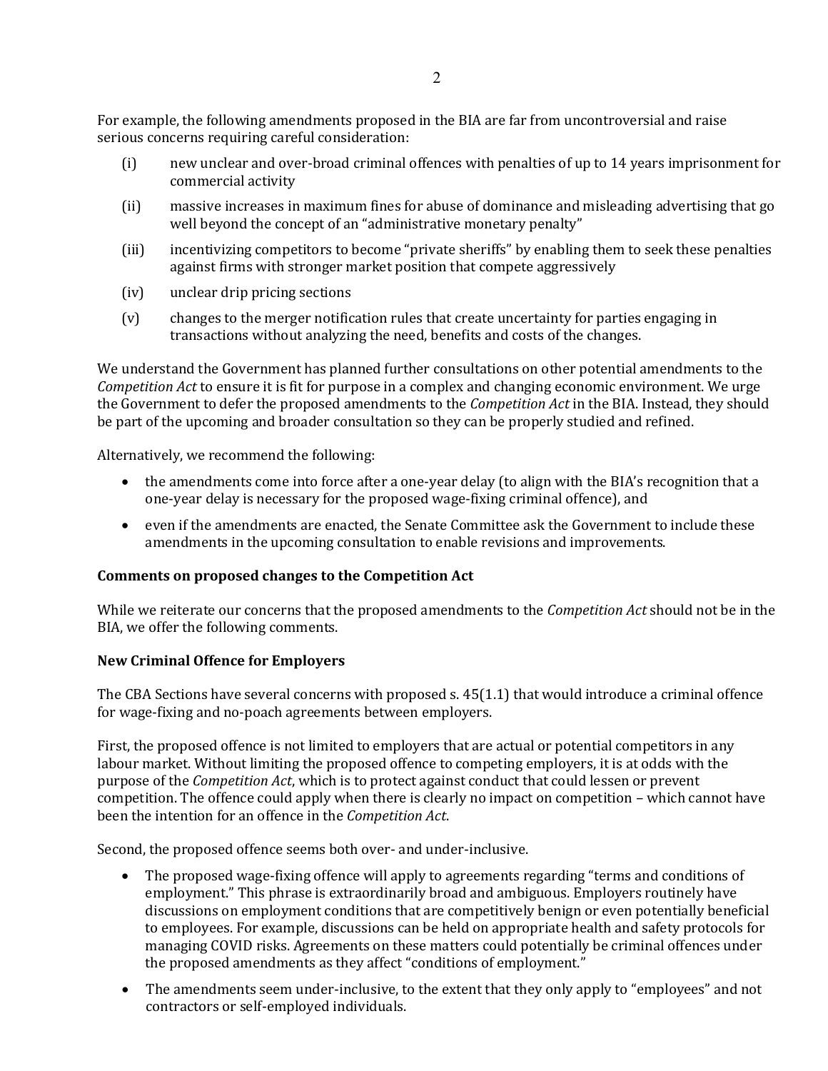For example, the following amendments proposed in the BIA are far from uncontroversial and raise serious concerns requiring careful consideration:

(i) new unclear and over-broad criminal offences with penalties of up to 14 years imprisonment for commercial activity

(ii) massive increases in maximum fines for abuse of dominance and misleading advertising that go well beyond the concept of an "administrative monetary penalty"

(iii) incentivizing competitors to become "private sheriffs" by enabling them to seek these penalties against firms with stronger market position that compete aggressively

(iv) unclear drip pricing sections

(v) changes to the merger notification rules that create uncertainty for parties engaging in transactions without analyzing the need, benefits and costs of the changes.

We understand the Government has planned further consultations on other potential amendments to the *Competition Act* to ensure it is fit for purpose in a complex and changing economic environment. We urge the Government to defer the proposed amendments to the *Competition Act* in the BIA. Instead, they should be part of the upcoming and broader consultation so they can be properly studied and refined.

Alternatively, we recommend the following:

- the amendments come into force after a one-year delay (to align with the BIA's recognition that a one-year delay is necessary for the proposed wage-fixing criminal offence), and
- even if the amendments are enacted, the Senate Committee ask the Government to include these amendments in the upcoming consultation to enable revisions and improvements.

**Comments on proposed changes to the Competition Act**

While we reiterate our concerns that the proposed amendments to the *Competition Act* should not be in the BIA, we offer the following comments.

**New Criminal Offence for Employers**

The CBA Sections have several concerns with proposed s. 45(1.1) that would introduce a criminal offence for wage-fixing and no-poach agreements between employers.

First, the proposed offence is not limited to employers that are actual or potential competitors in any labour market. Without limiting the proposed offence to competing employers, it is at odds with the purpose of the *Competition Act*, which is to protect against conduct that could lessen or prevent competition. The offence could apply when there is clearly no impact on competition – which cannot have been the intention for an offence in the *Competition Act*.

Second, the proposed offence seems both over- and under-inclusive.

- The proposed wage-fixing offence will apply to agreements regarding "terms and conditions of employment." This phrase is extraordinarily broad and ambiguous. Employers routinely have discussions on employment conditions that are competitively benign or even potentially beneficial to employees. For example, discussions can be held on appropriate health and safety protocols for managing COVID risks. Agreements on these matters could potentially be criminal offences under the proposed amendments as they affect "conditions of employment."
- The amendments seem under-inclusive, to the extent that they only apply to "employees" and not contractors or self-employed individuals.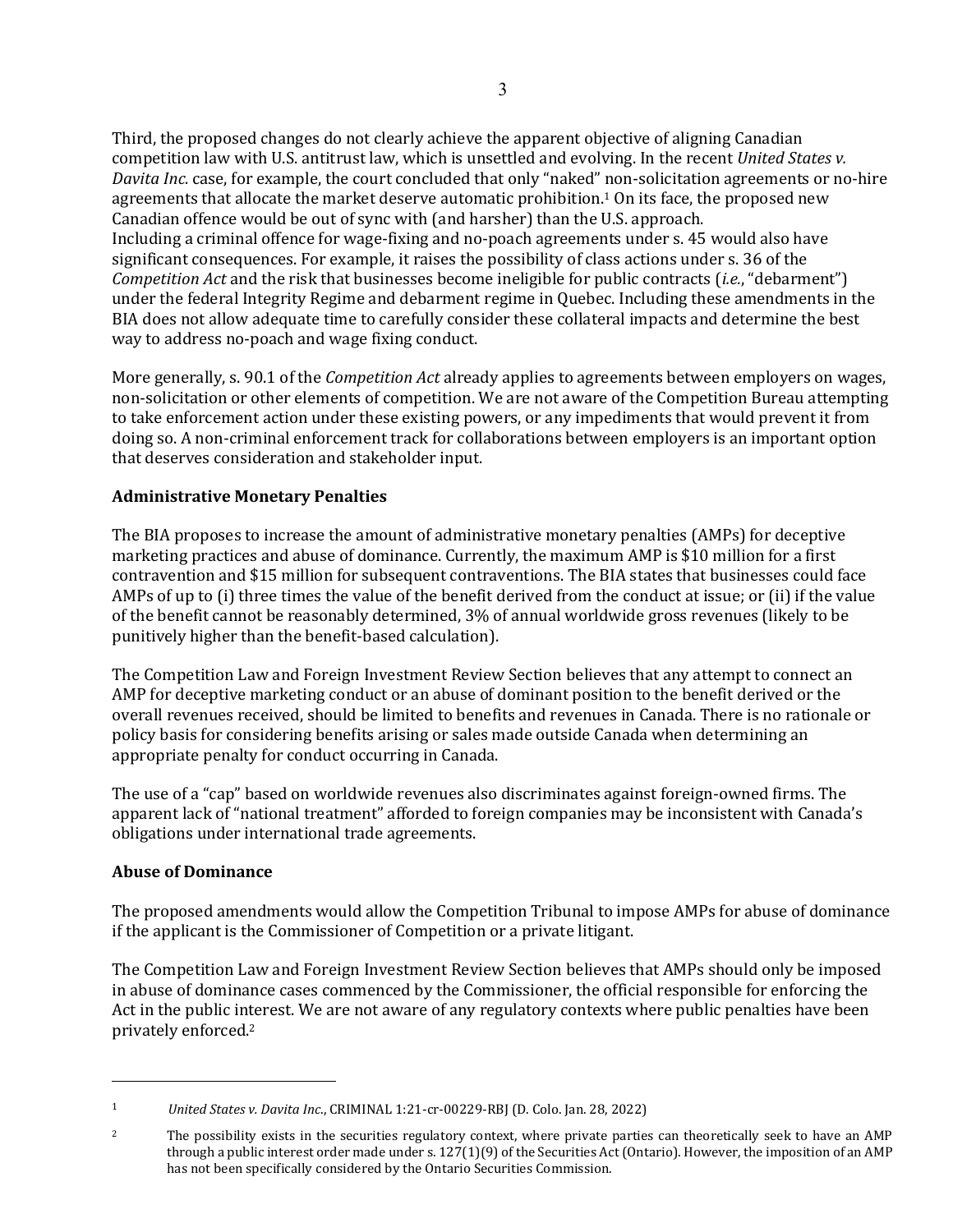Third, the proposed changes do not clearly achieve the apparent objective of aligning Canadian competition law with U.S. antitrust law, which is unsettled and evolving. In the recent *United States v. Davita Inc.* case, for example, the court concluded that only "naked" non-solicitation agreements or no-hire agreements that allocate the market deserve automatic prohibition.[1] On its face, the proposed new Canadian offence would be out of sync with (and harsher) than the U.S. approach.
Including a criminal offence for wage-fixing and no-poach agreements under s. 45 would also have significant consequences. For example, it raises the possibility of class actions under s. 36 of the *Competition Act* and the risk that businesses become ineligible for public contracts (*i.e.*, "debarment") under the federal Integrity Regime and debarment regime in Quebec. Including these amendments in the BIA does not allow adequate time to carefully consider these collateral impacts and determine the best way to address no-poach and wage fixing conduct.

More generally, s. 90.1 of the *Competition Act* already applies to agreements between employers on wages, non-solicitation or other elements of competition. We are not aware of the Competition Bureau attempting to take enforcement action under these existing powers, or any impediments that would prevent it from doing so. A non-criminal enforcement track for collaborations between employers is an important option that deserves consideration and stakeholder input.

**Administrative Monetary Penalties**

The BIA proposes to increase the amount of administrative monetary penalties (AMPs) for deceptive marketing practices and abuse of dominance. Currently, the maximum AMP is $10 million for a first contravention and $15 million for subsequent contraventions. The BIA states that businesses could face AMPs of up to (i) three times the value of the benefit derived from the conduct at issue; or (ii) if the value of the benefit cannot be reasonably determined, 3% of annual worldwide gross revenues (likely to be punitively higher than the benefit-based calculation).

The Competition Law and Foreign Investment Review Section believes that any attempt to connect an AMP for deceptive marketing conduct or an abuse of dominant position to the benefit derived or the overall revenues received, should be limited to benefits and revenues in Canada. There is no rationale or policy basis for considering benefits arising or sales made outside Canada when determining an appropriate penalty for conduct occurring in Canada.

The use of a "cap" based on worldwide revenues also discriminates against foreign-owned firms. The apparent lack of "national treatment" afforded to foreign companies may be inconsistent with Canada's obligations under international trade agreements.

**Abuse of Dominance**

The proposed amendments would allow the Competition Tribunal to impose AMPs for abuse of dominance if the applicant is the Commissioner of Competition or a private litigant.

The Competition Law and Foreign Investment Review Section believes that AMPs should only be imposed in abuse of dominance cases commenced by the Commissioner, the official responsible for enforcing the Act in the public interest. We are not aware of any regulatory contexts where public penalties have been privately enforced.[2]

---

[1] *United States v. Davita Inc.*, CRIMINAL 1:21-cr-00229-RBJ (D. Colo. Jan. 28, 2022)

[2] The possibility exists in the securities regulatory context, where private parties can theoretically seek to have an AMP through a public interest order made under s. 127(1)(9) of the Securities Act (Ontario). However, the imposition of an AMP has not been specifically considered by the Ontario Securities Commission.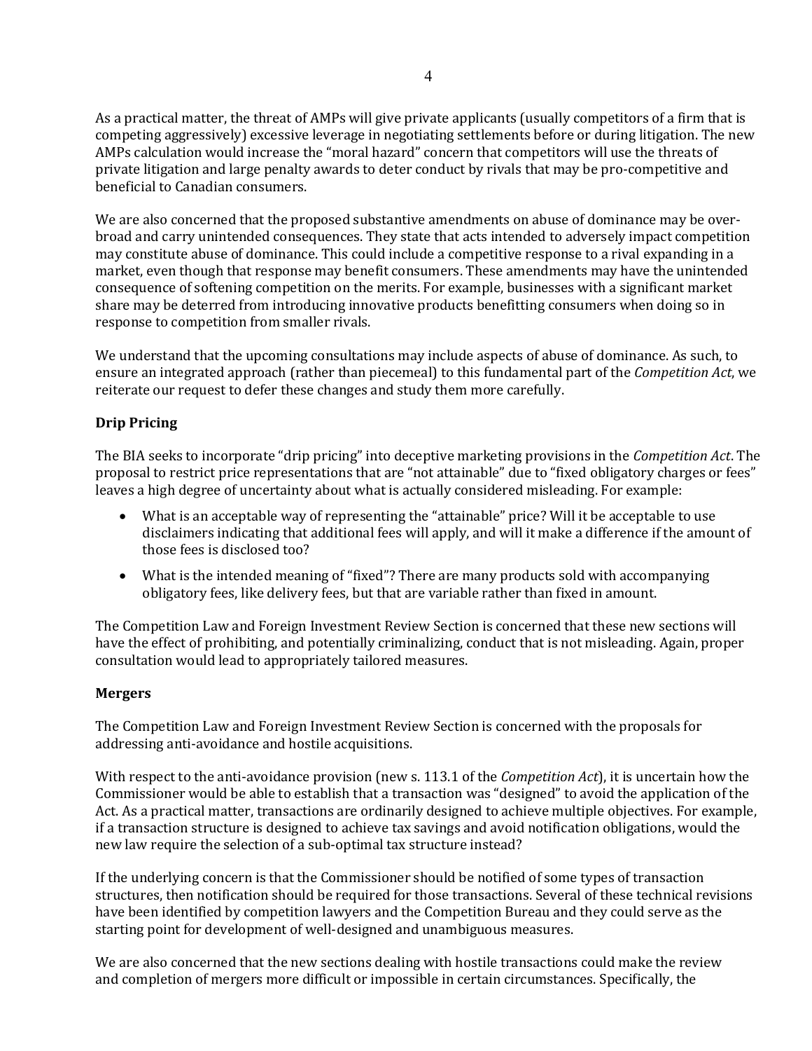As a practical matter, the threat of AMPs will give private applicants (usually competitors of a firm that is competing aggressively) excessive leverage in negotiating settlements before or during litigation. The new AMPs calculation would increase the "moral hazard" concern that competitors will use the threats of private litigation and large penalty awards to deter conduct by rivals that may be pro-competitive and beneficial to Canadian consumers.

We are also concerned that the proposed substantive amendments on abuse of dominance may be over-broad and carry unintended consequences. They state that acts intended to adversely impact competition may constitute abuse of dominance. This could include a competitive response to a rival expanding in a market, even though that response may benefit consumers. These amendments may have the unintended consequence of softening competition on the merits. For example, businesses with a significant market share may be deterred from introducing innovative products benefitting consumers when doing so in response to competition from smaller rivals.

We understand that the upcoming consultations may include aspects of abuse of dominance. As such, to ensure an integrated approach (rather than piecemeal) to this fundamental part of the *Competition Act*, we reiterate our request to defer these changes and study them more carefully.

**Drip Pricing**

The BIA seeks to incorporate "drip pricing" into deceptive marketing provisions in the *Competition Act*. The proposal to restrict price representations that are "not attainable" due to "fixed obligatory charges or fees" leaves a high degree of uncertainty about what is actually considered misleading. For example:

- What is an acceptable way of representing the "attainable" price? Will it be acceptable to use disclaimers indicating that additional fees will apply, and will it make a difference if the amount of those fees is disclosed too?
- What is the intended meaning of "fixed"? There are many products sold with accompanying obligatory fees, like delivery fees, but that are variable rather than fixed in amount.

The Competition Law and Foreign Investment Review Section is concerned that these new sections will have the effect of prohibiting, and potentially criminalizing, conduct that is not misleading. Again, proper consultation would lead to appropriately tailored measures.

**Mergers**

The Competition Law and Foreign Investment Review Section is concerned with the proposals for addressing anti-avoidance and hostile acquisitions.

With respect to the anti-avoidance provision (new s. 113.1 of the *Competition Act*), it is uncertain how the Commissioner would be able to establish that a transaction was "designed" to avoid the application of the Act. As a practical matter, transactions are ordinarily designed to achieve multiple objectives. For example, if a transaction structure is designed to achieve tax savings and avoid notification obligations, would the new law require the selection of a sub-optimal tax structure instead?

If the underlying concern is that the Commissioner should be notified of some types of transaction structures, then notification should be required for those transactions. Several of these technical revisions have been identified by competition lawyers and the Competition Bureau and they could serve as the starting point for development of well-designed and unambiguous measures.

We are also concerned that the new sections dealing with hostile transactions could make the review and completion of mergers more difficult or impossible in certain circumstances. Specifically, the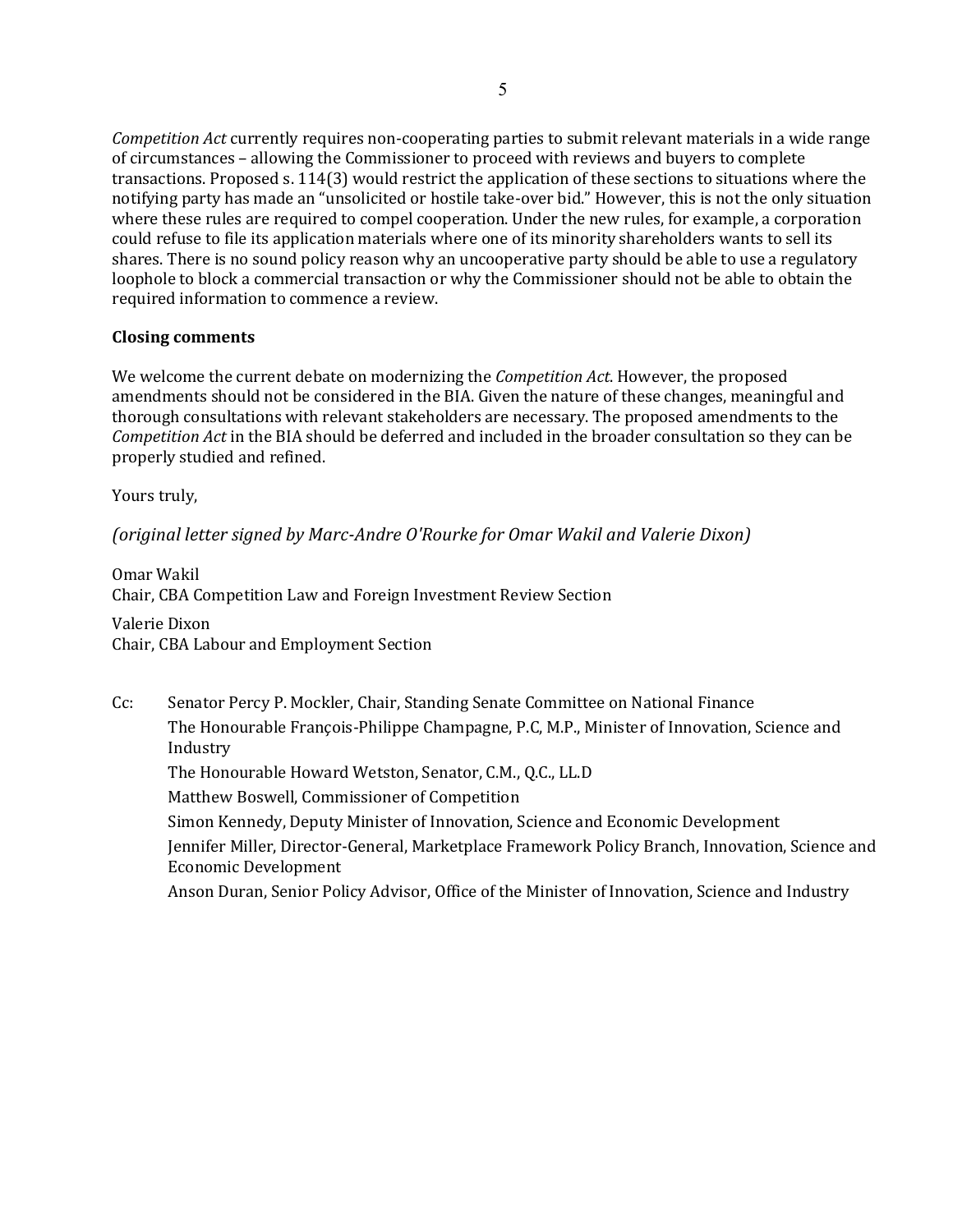*Competition Act* currently requires non-cooperating parties to submit relevant materials in a wide range of circumstances – allowing the Commissioner to proceed with reviews and buyers to complete transactions. Proposed s. 114(3) would restrict the application of these sections to situations where the notifying party has made an "unsolicited or hostile take-over bid." However, this is not the only situation where these rules are required to compel cooperation. Under the new rules, for example, a corporation could refuse to file its application materials where one of its minority shareholders wants to sell its shares. There is no sound policy reason why an uncooperative party should be able to use a regulatory loophole to block a commercial transaction or why the Commissioner should not be able to obtain the required information to commence a review.

**Closing comments**

We welcome the current debate on modernizing the *Competition Act*. However, the proposed amendments should not be considered in the BIA. Given the nature of these changes, meaningful and thorough consultations with relevant stakeholders are necessary. The proposed amendments to the *Competition Act* in the BIA should be deferred and included in the broader consultation so they can be properly studied and refined.

Yours truly,

*(original letter signed by Marc-Andre O'Rourke for Omar Wakil and Valerie Dixon)*

Omar Wakil
Chair, CBA Competition Law and Foreign Investment Review Section

Valerie Dixon
Chair, CBA Labour and Employment Section

Cc: Senator Percy P. Mockler, Chair, Standing Senate Committee on National Finance
The Honourable François-Philippe Champagne, P.C, M.P., Minister of Innovation, Science and Industry
The Honourable Howard Wetston, Senator, C.M., Q.C., LL.D
Matthew Boswell, Commissioner of Competition
Simon Kennedy, Deputy Minister of Innovation, Science and Economic Development
Jennifer Miller, Director-General, Marketplace Framework Policy Branch, Innovation, Science and Economic Development
Anson Duran, Senior Policy Advisor, Office of the Minister of Innovation, Science and Industry